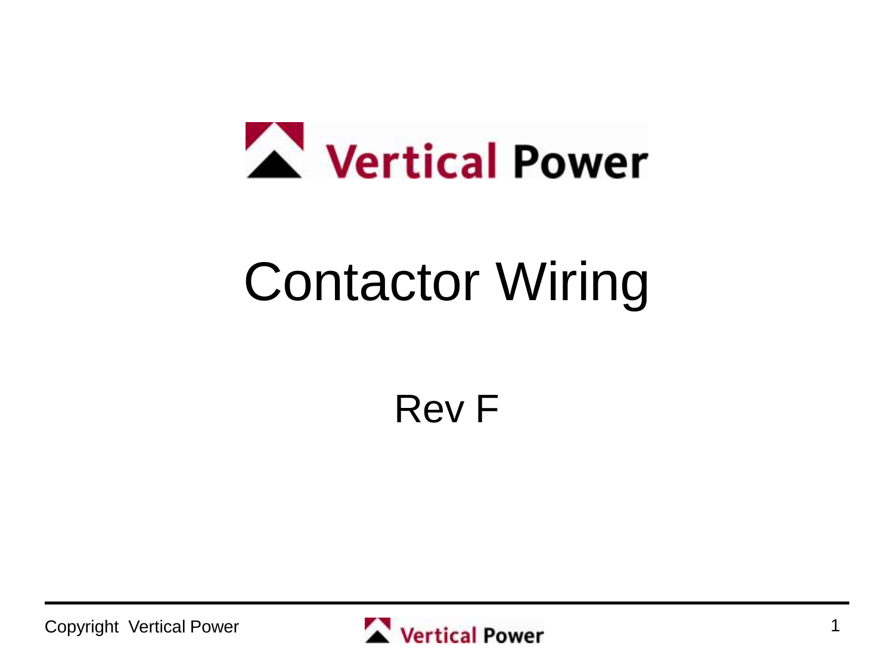Vertical Power

# Contactor Wiring

Rev F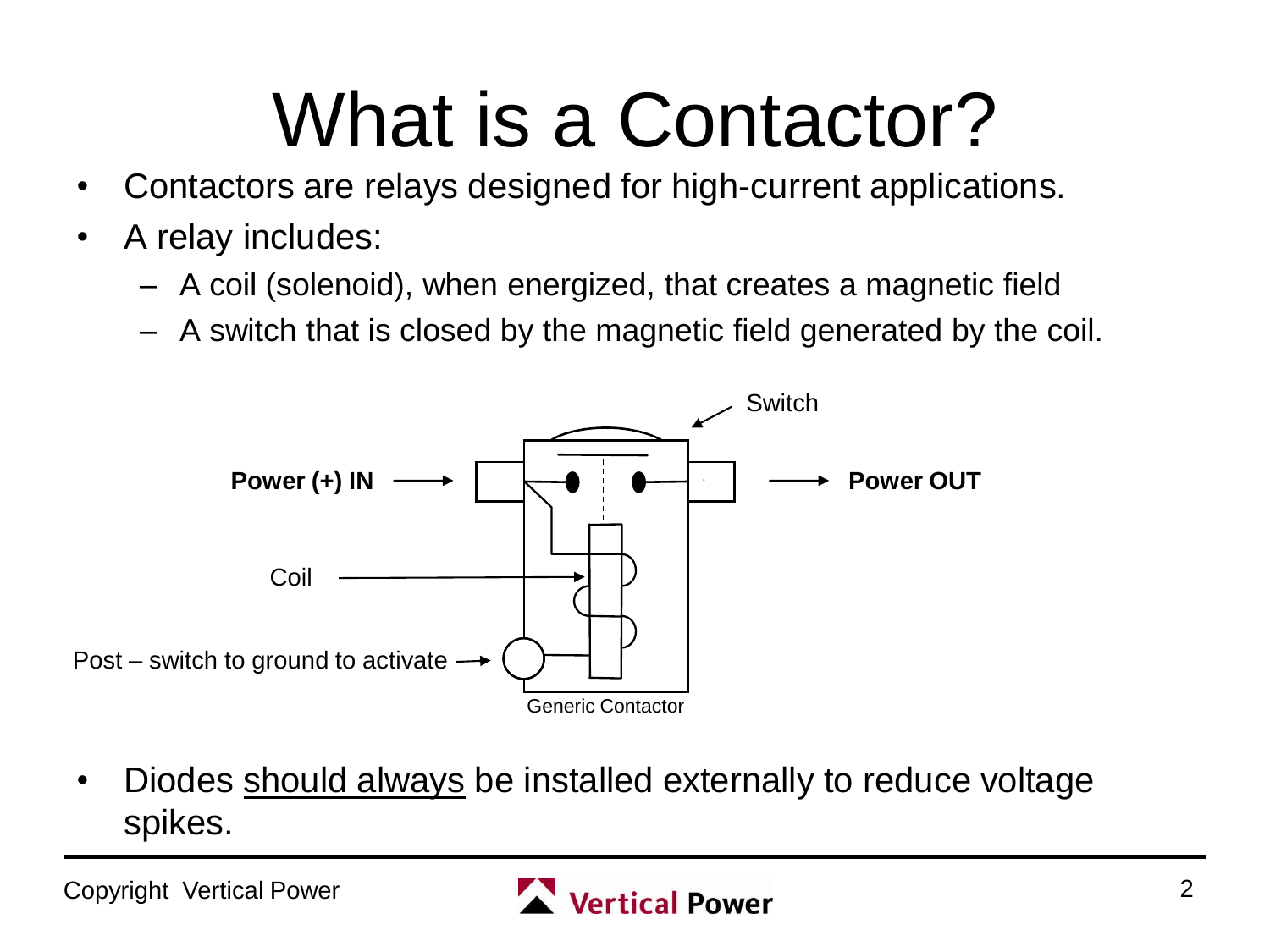# What is a Contactor?

- Contactors are relays designed for high-current applications.
- A relay includes:
  - A coil (solenoid), when energized, that creates a magnetic field
  - A switch that is closed by the magnetic field generated by the coil.

Switch

**Power (+) IN**

**Power OUT**

Coil

Post – switch to ground to activate

Generic Contactor

- Diodes <u>should always</u> be installed externally to reduce voltage spikes.

Copyright Vertical Power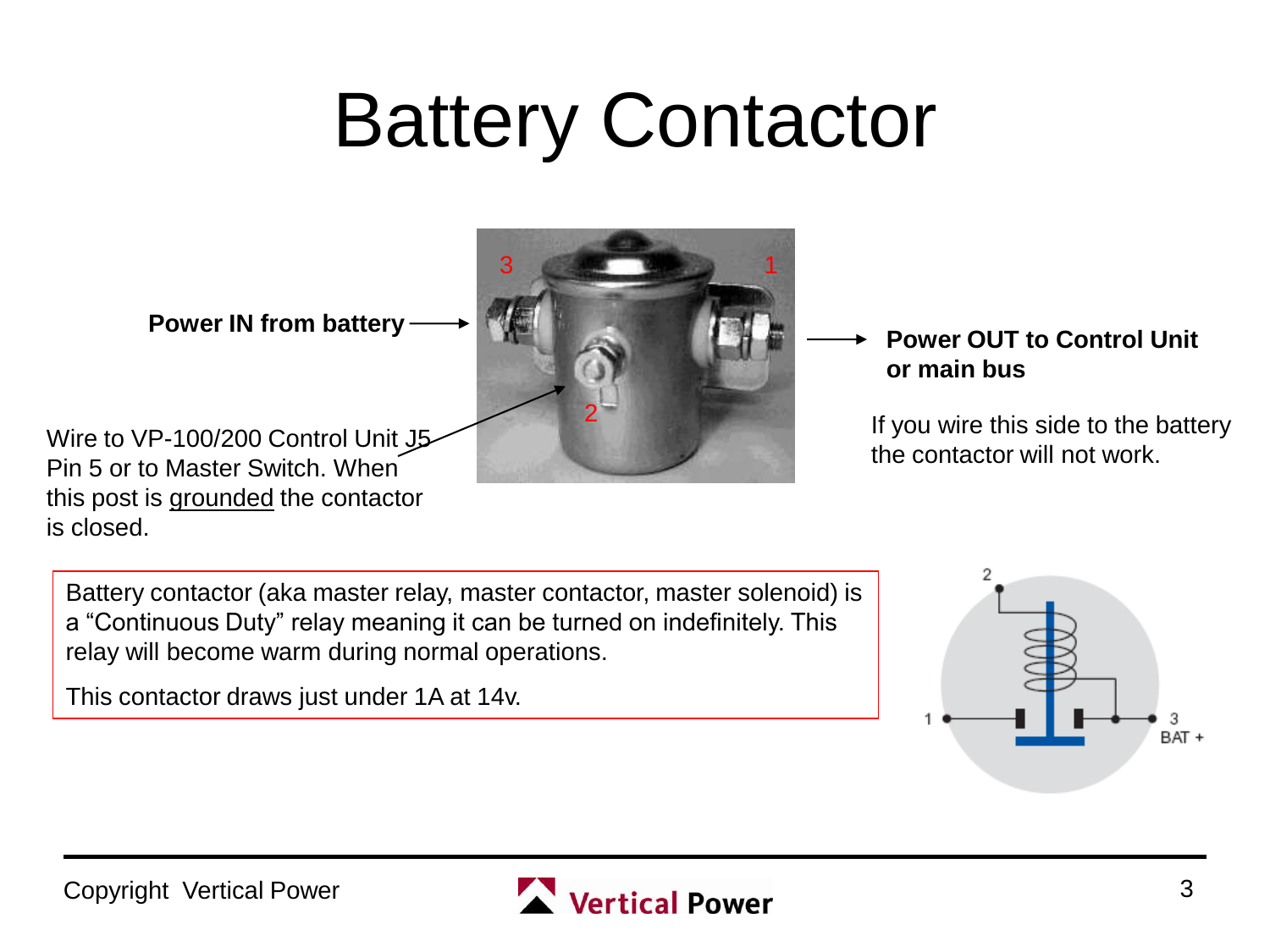# Battery Contactor

**Power IN from battery**

**Power OUT to Control Unit or main bus**

If you wire this side to the battery the contactor will not work.

Wire to VP-100/200 Control Unit J5 Pin 5 or to Master Switch. When this post is grounded the contactor is closed.

Battery contactor (aka master relay, master contactor, master solenoid) is a "Continuous Duty" relay meaning it can be turned on indefinitely. This relay will become warm during normal operations.

This contactor draws just under 1A at 14v.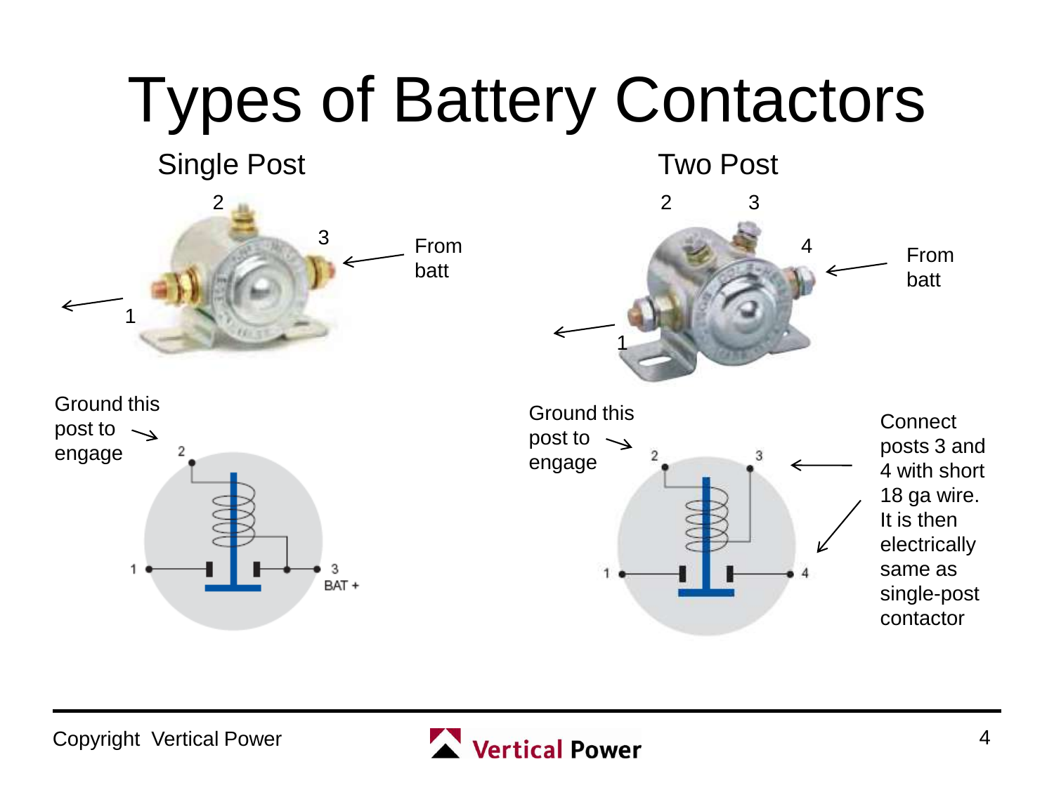# Types of Battery Contactors

## Single Post

2

3

From batt

1

Ground this post to engage

2

1

3

BAT +

## Two Post

2 3

4

From batt

1

Ground this post to engage

2

3

1

4

Connect posts 3 and 4 with short 18 ga wire. It is then electrically same as single-post contactor

Copyright Vertical Power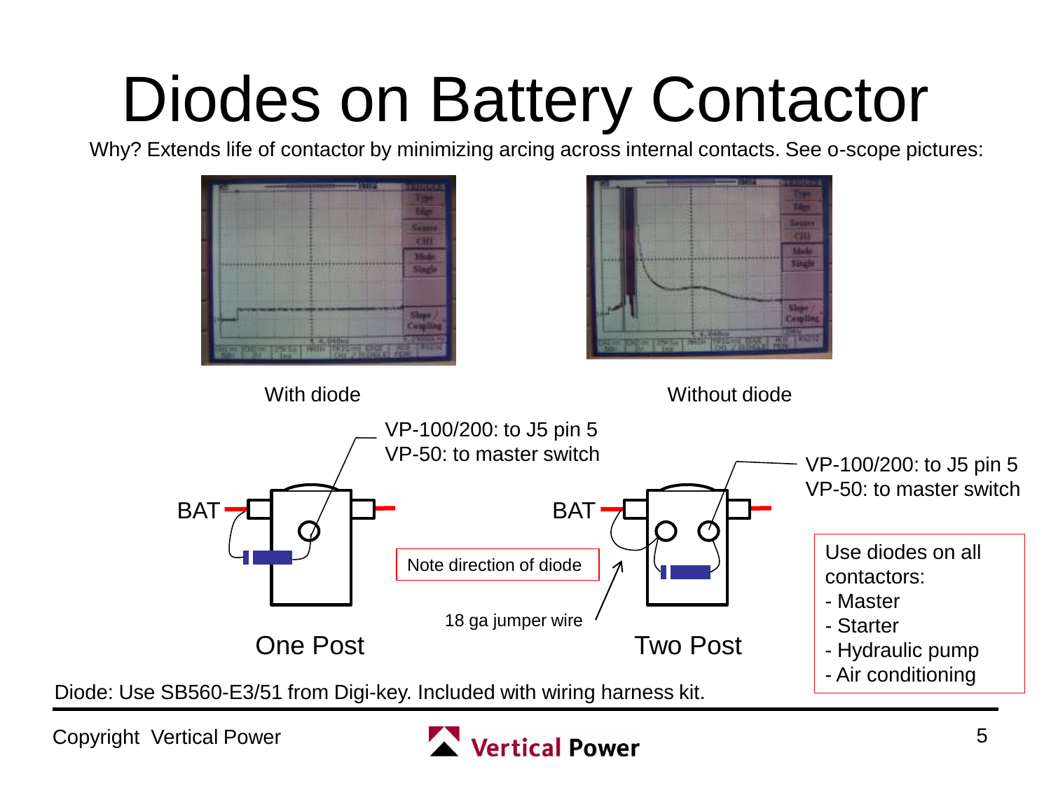# Diodes on Battery Contactor

Why? Extends life of contactor by minimizing arcing across internal contacts. See o-scope pictures:

With diode

Without diode

VP-100/200: to J5 pin 5
VP-50: to master switch

BAT

Note direction of diode

18 ga jumper wire

One Post

Two Post

VP-100/200: to J5 pin 5
VP-50: to master switch

Use diodes on all contactors:

- Master
- Starter
- Hydraulic pump
- Air conditioning

Diode: Use SB560-E3/51 from Digi-key. Included with wiring harness kit.

Copyright Vertical Power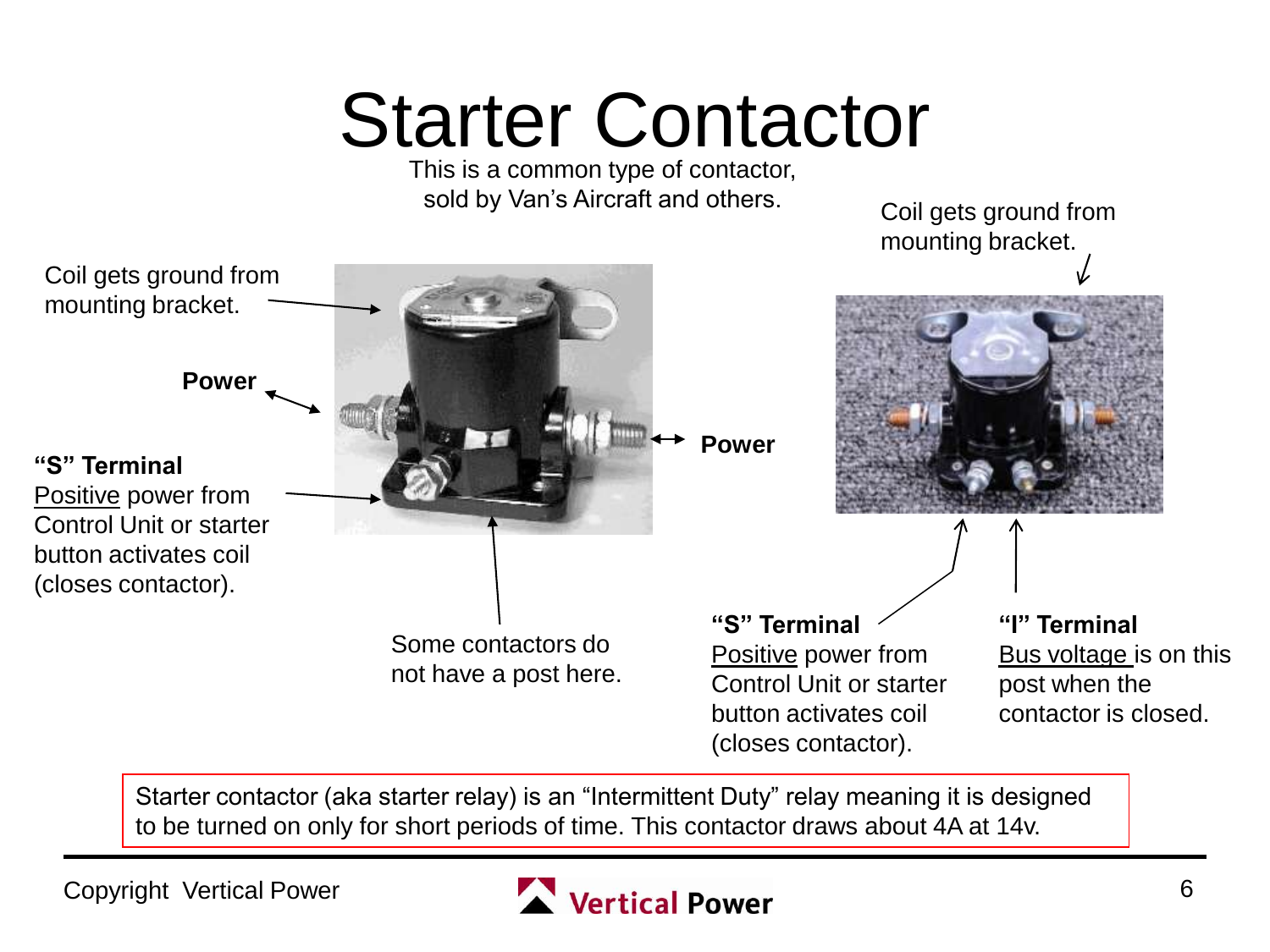# Starter Contactor

This is a common type of contactor, sold by Van's Aircraft and others.

Coil gets ground from mounting bracket.

**Power**

**"S" Terminal**
Positive power from Control Unit or starter button activates coil (closes contactor).

**Power**

Some contactors do not have a post here.

Coil gets ground from mounting bracket.

**"S" Terminal**
Positive power from Control Unit or starter button activates coil (closes contactor).

**"I" Terminal**
Bus voltage is on this post when the contactor is closed.

Starter contactor (aka starter relay) is an "Intermittent Duty" relay meaning it is designed to be turned on only for short periods of time. This contactor draws about 4A at 14v.

Copyright Vertical Power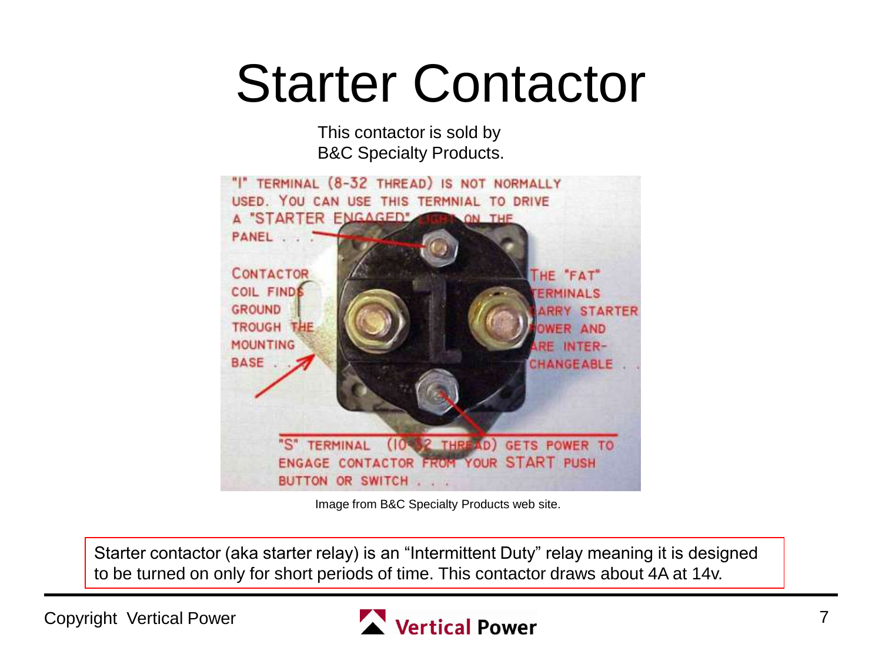# Starter Contactor

This contactor is sold by B&C Specialty Products.

"I" TERMINAL (8-32 THREAD) IS NOT NORMALLY USED. YOU CAN USE THIS TERMNIAL TO DRIVE A "STARTER ENGAGED" LIGHT ON THE PANEL . . .

CONTACTOR COIL FINDS GROUND TROUGH THE MOUNTING BASE . . .

THE "FAT" TERMINALS CARRY STARTER POWER AND ARE INTER-CHANGEABLE . . .

"S" TERMINAL (10-32 THREAD) GETS POWER TO ENGAGE CONTACTOR FROM YOUR START PUSH BUTTON OR SWITCH . . .

Image from B&C Specialty Products web site.

Starter contactor (aka starter relay) is an "Intermittent Duty" relay meaning it is designed to be turned on only for short periods of time. This contactor draws about 4A at 14v.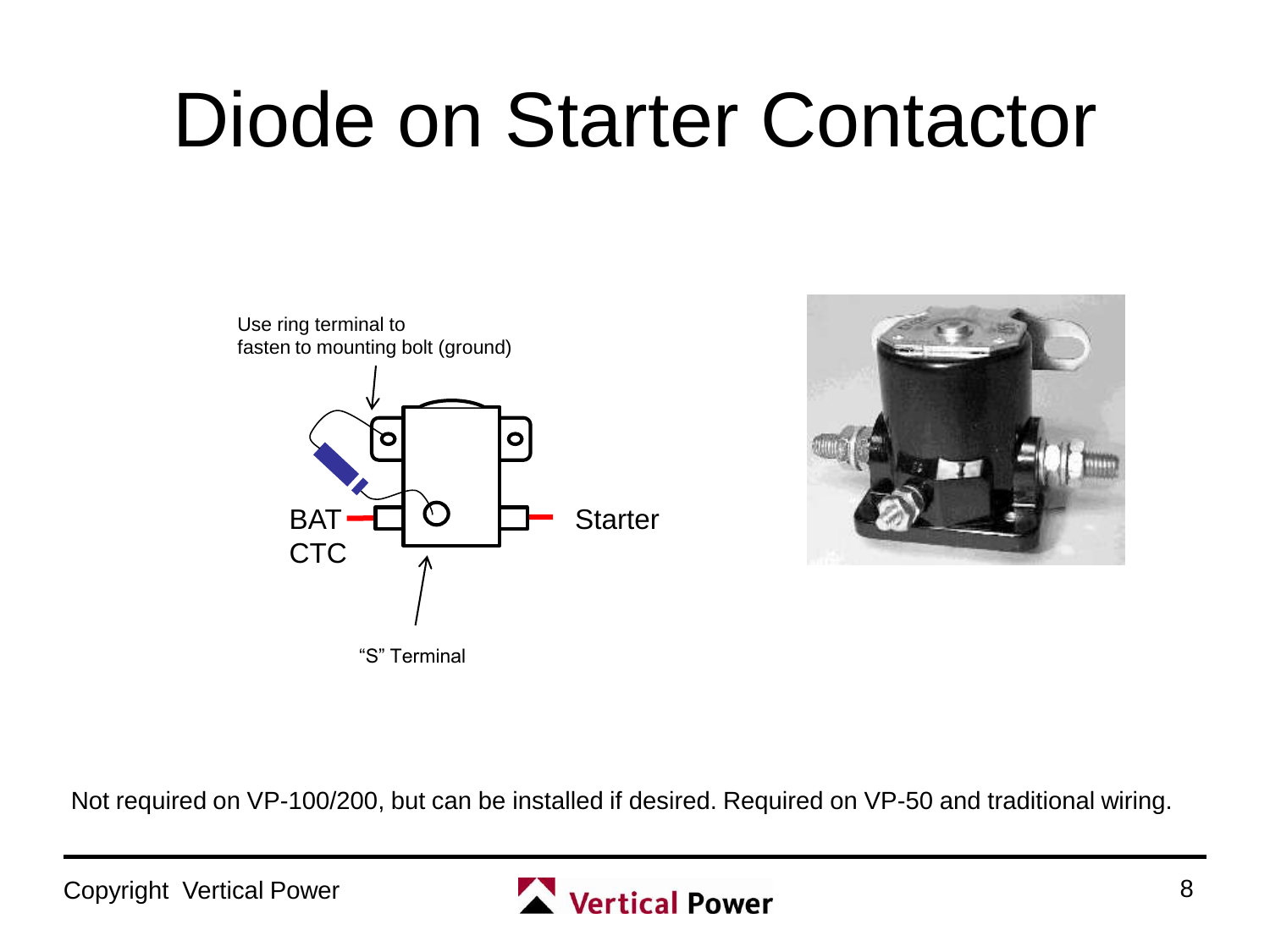# Diode on Starter Contactor

Use ring terminal to fasten to mounting bolt (ground)

BAT CTC

Starter

"S" Terminal

Not required on VP-100/200, but can be installed if desired. Required on VP-50 and traditional wiring.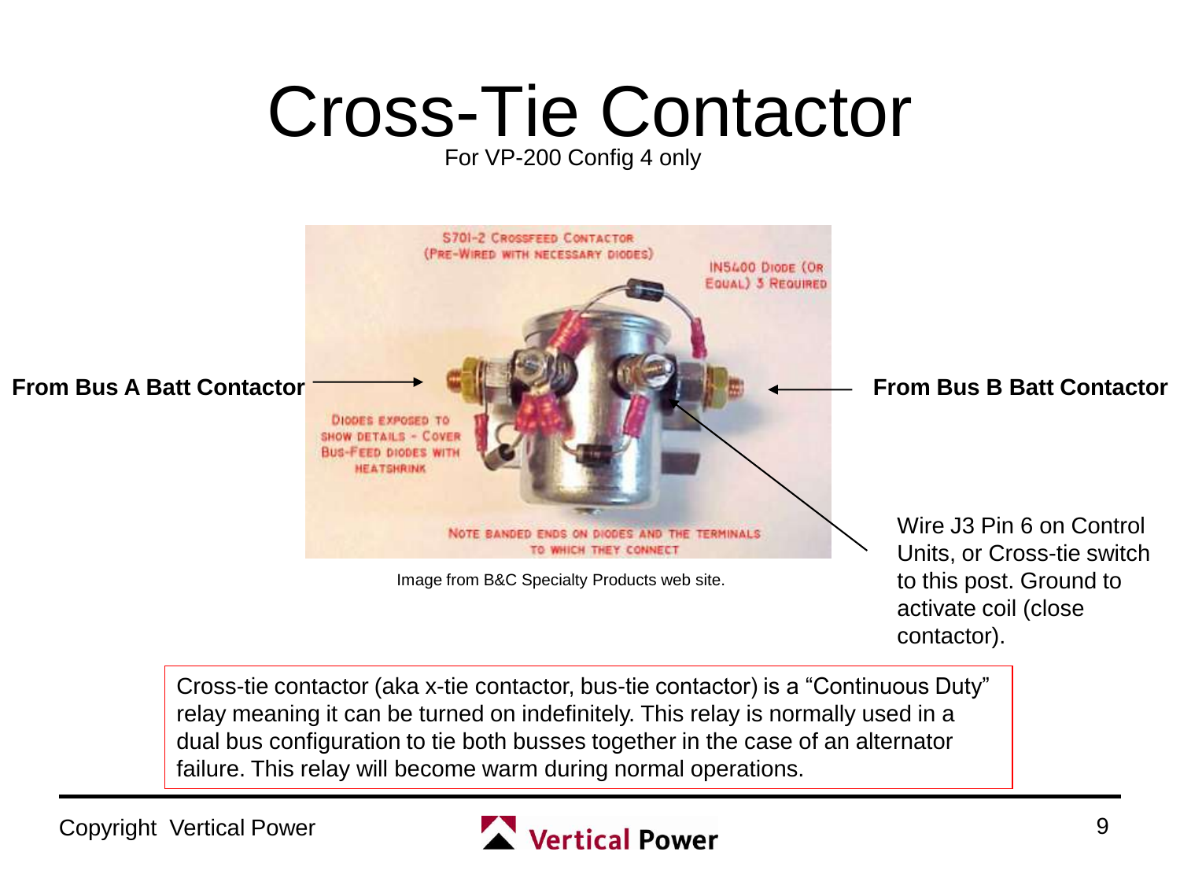# Cross-Tie Contactor

For VP-200 Config 4 only

S701-2 CROSSFEED CONTACTOR (PRE-WIRED WITH NECESSARY DIODES)

IN5400 DIODE (OR EQUAL) 3 REQUIRED

**From Bus A Batt Contactor**

**From Bus B Batt Contactor**

DIODES EXPOSED TO SHOW DETAILS - COVER BUS-FEED DIODES WITH HEATSHRINK

NOTE BANDED ENDS ON DIODES AND THE TERMINALS TO WHICH THEY CONNECT

Wire J3 Pin 6 on Control Units, or Cross-tie switch to this post. Ground to activate coil (close contactor).

Image from B&C Specialty Products web site.

Cross-tie contactor (aka x-tie contactor, bus-tie contactor) is a "Continuous Duty" relay meaning it can be turned on indefinitely. This relay is normally used in a dual bus configuration to tie both busses together in the case of an alternator failure. This relay will become warm during normal operations.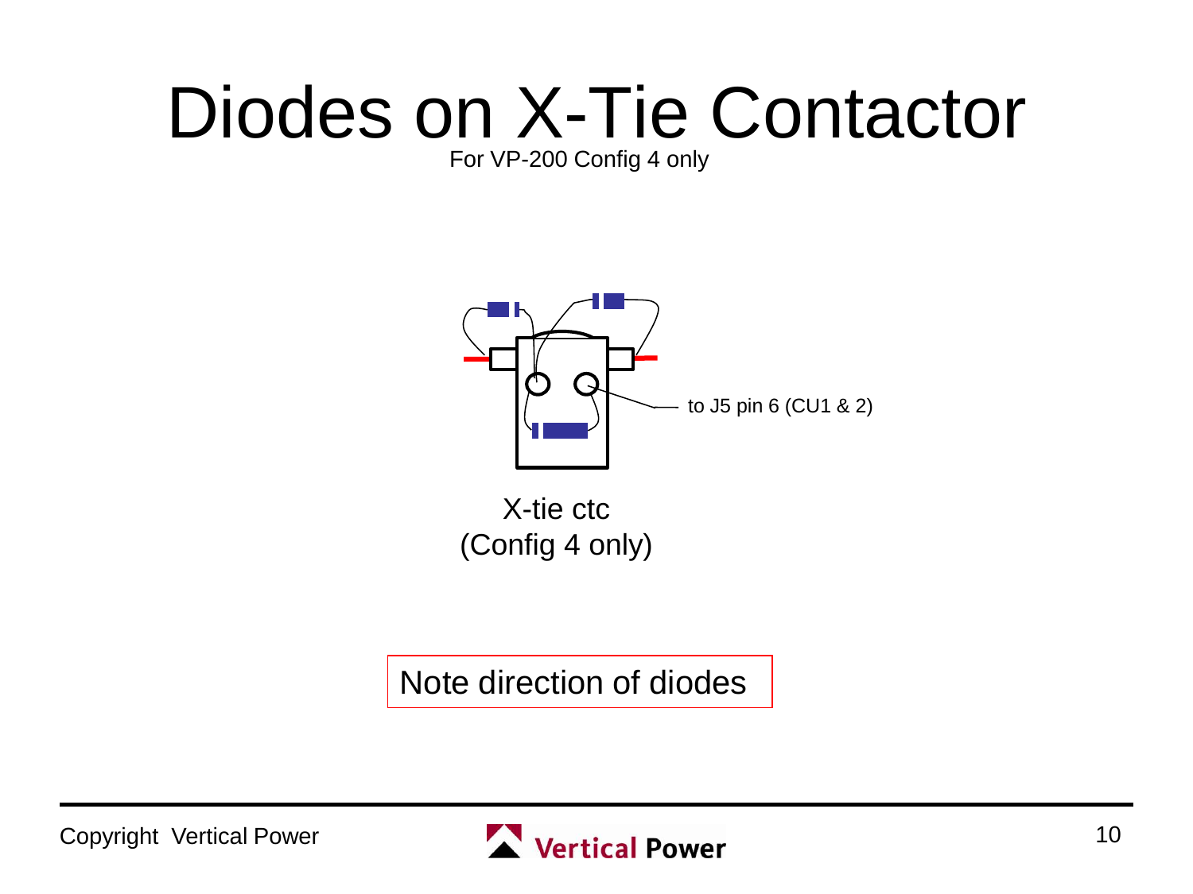# Diodes on X-Tie Contactor

For VP-200 Config 4 only

to J5 pin 6 (CU1 & 2)

X-tie ctc
(Config 4 only)

Note direction of diodes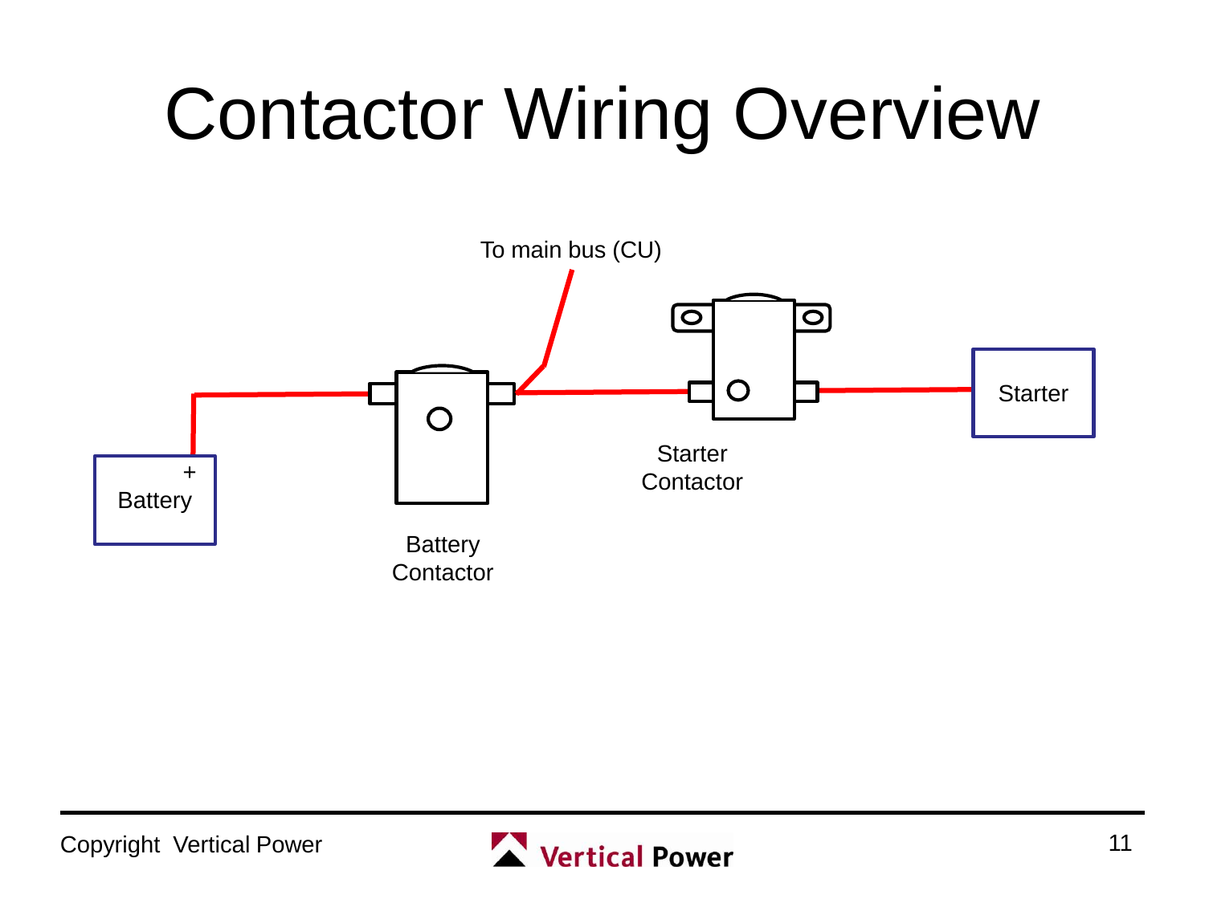# Contactor Wiring Overview

To main bus (CU)

+

Battery

Battery Contactor

Starter Contactor

Starter